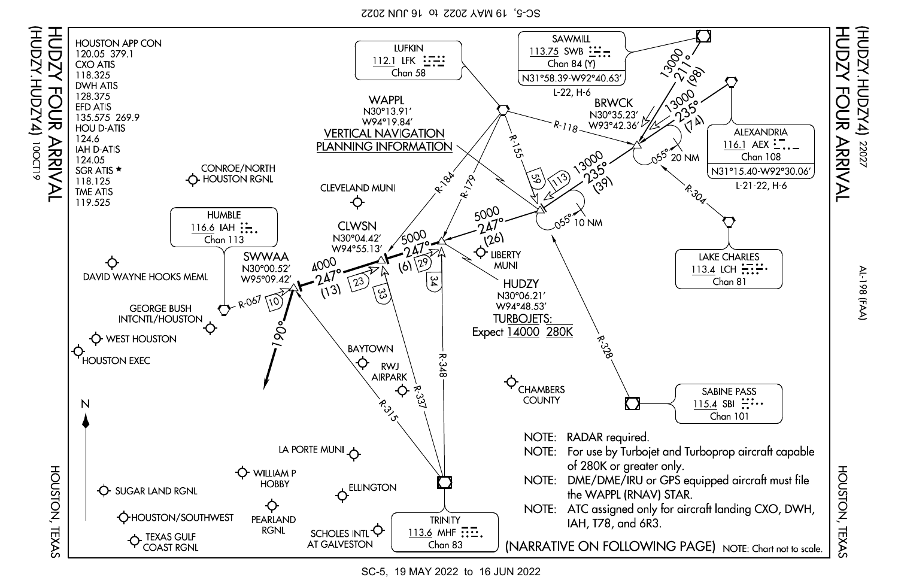# HUDZY FOUR ARRIVAL

(HUDZY.HUDZY4) 10OCT19

(HUDZY.HUDZY4) 22027

HOUSTON, TEXAS

AL-198 (FAA)

HOUSTON APP CON
120.05 379.1
CXO ATIS
118.325
DWH ATIS
128.375
EFD ATIS
135.575 269.9
HOU D-ATIS
124.6
IAH D-ATIS
124.05
SGR ATIS ★
118.125
TME ATIS
119.525

LUFKIN
112.1 LFK
Chan 58

SAWMILL
113.75 SWB
Chan 84 (Y)
N31°58.39-W92°40.63′
L-22, H-6

ALEXANDRIA
116.1 AEX
Chan 108
N31°15.40-W92°30.06′
L-21-22, H-6

LAKE CHARLES
113.4 LCH
Chan 81

SABINE PASS
115.4 SBI
Chan 101

TRINITY
113.6 MHF
Chan 83

HUMBLE
116.6 IAH
Chan 113

WAPPL
N30°13.91′
W94°19.84′
VERTICAL NAVIGATION PLANNING INFORMATION

BRWCK
N30°35.23′
W93°42.36′

CLWSN
N30°04.42′
W94°55.13′

SWWAA
N30°00.52′
W95°09.42′

HUDZY
N30°06.21′
W94°48.53′
TURBOJETS:
Expect 14000 280K

SAWMILL to BRWCK: 13000, 211° (98)
ALEXANDRIA to BRWCK: 13000, 235° (74)
BRWCK holding: 055°, 20 NM
BRWCK to WAPPL: 13000, 235° (39)
WAPPL holding: 055°, 10 NM
WAPPL to HUDZY: 5000, 247° (26)
HUDZY to CLWSN: 5000, 247° (6)
CLWSN to SWWAA: 4000, 247° (13)
SWWAA: 190°

R-118, R-155, R-179, R-184, R-304, R-328, R-067, R-315, R-337, R-348

CONROE/NORTH HOUSTON RGNL, CLEVELAND MUNI, LIBERTY MUNI, DAVID WAYNE HOOKS MEML, GEORGE BUSH INTCNTL/HOUSTON, WEST HOUSTON, HOUSTON EXEC, BAYTOWN, RWJ AIRPARK, CHAMBERS COUNTY, LA PORTE MUNI, WILLIAM P HOBBY, ELLINGTON, SUGAR LAND RGNL, HOUSTON/SOUTHWEST, PEARLAND RGNL, SCHOLES INTL AT GALVESTON, TEXAS GULF COAST RGNL

NOTE: RADAR required.

NOTE: For use by Turbojet and Turboprop aircraft capable of 280K or greater only.

NOTE: DME/DME/IRU or GPS equipped aircraft must file the WAPPL (RNAV) STAR.

NOTE: ATC assigned only for aircraft landing CXO, DWH, IAH, T78, and 6R3.

(NARRATIVE ON FOLLOWING PAGE) NOTE: Chart not to scale.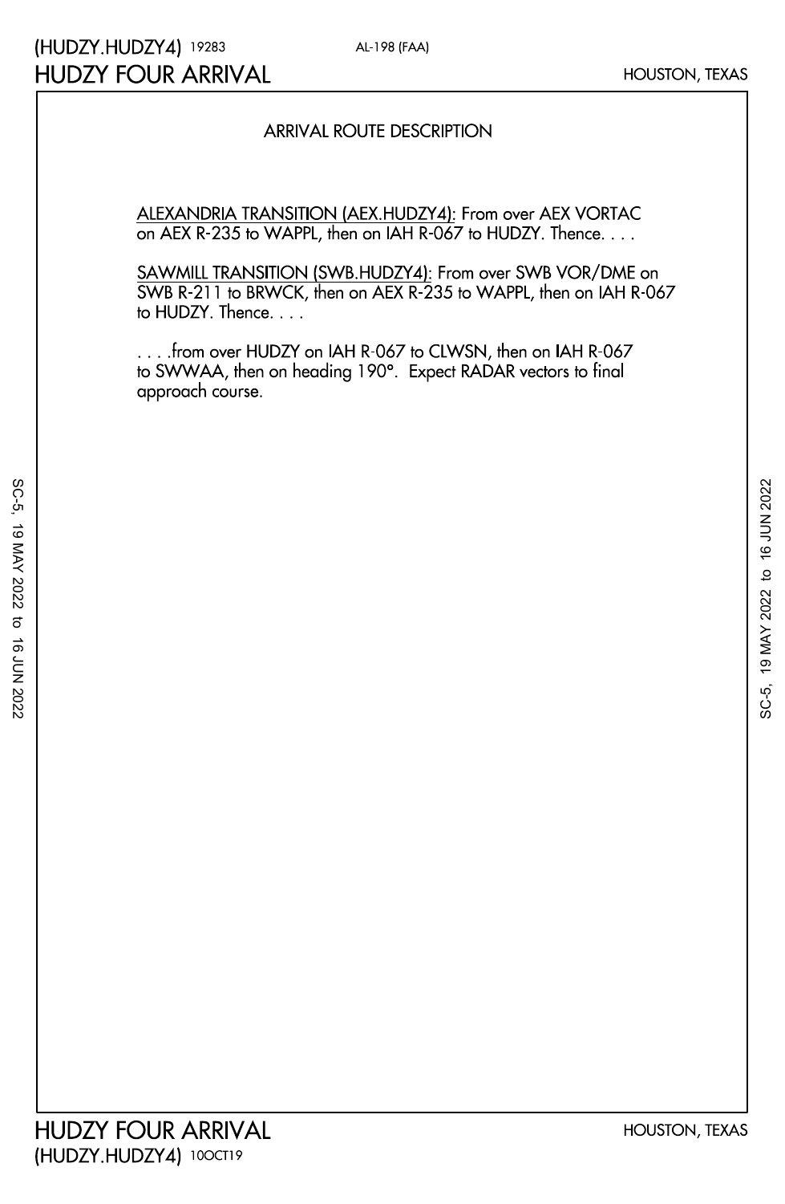# (HUDZY.HUDZY4) 19283

AL-198 (FAA)

# HUDZY FOUR ARRIVAL

HOUSTON, TEXAS

## ARRIVAL ROUTE DESCRIPTION

ALEXANDRIA TRANSITION (AEX.HUDZY4): From over AEX VORTAC on AEX R-235 to WAPPL, then on IAH R-067 to HUDZY. Thence. . . .

SAWMILL TRANSITION (SWB.HUDZY4): From over SWB VOR/DME on SWB R-211 to BRWCK, then on AEX R-235 to WAPPL, then on IAH R-067 to HUDZY. Thence. . . .

. . . .from over HUDZY on IAH R-067 to CLWSN, then on IAH R-067 to SWWAA, then on heading 190°. Expect RADAR vectors to final approach course.

SC-5, 19 MAY 2022 to 16 JUN 2022

HUDZY FOUR ARRIVAL

HOUSTON, TEXAS

(HUDZY.HUDZY4) 10OCT19